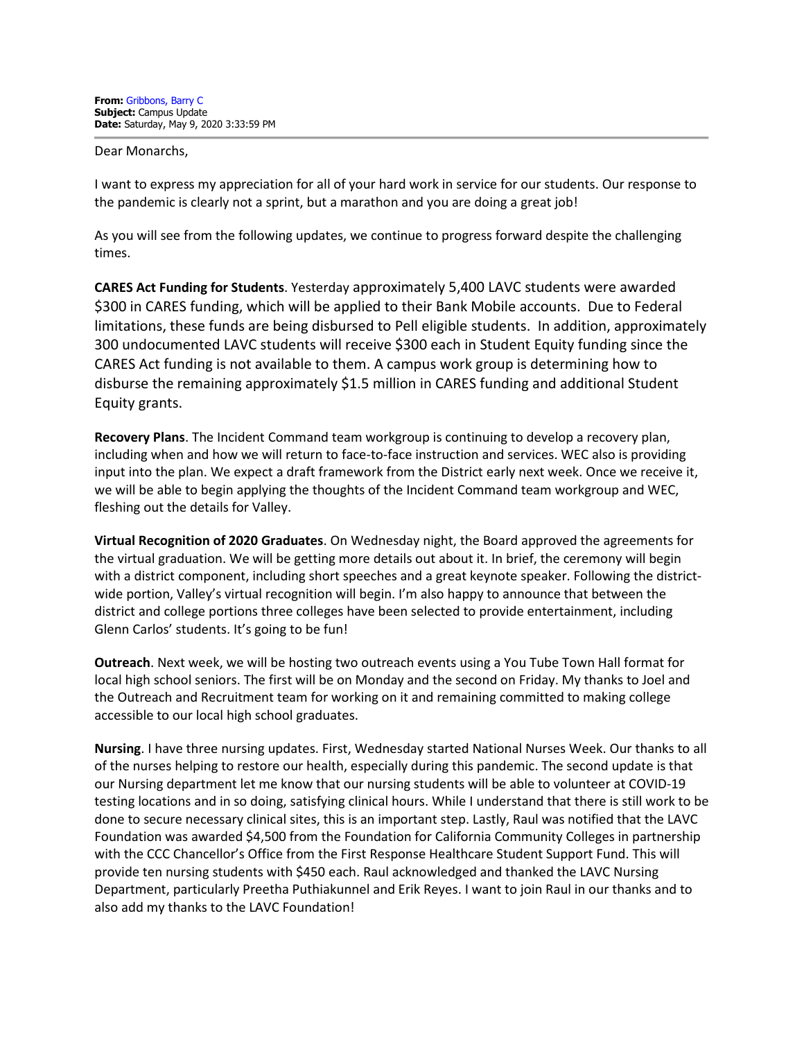**From:** Gribbons, Barry C
**Subject:** Campus Update
**Date:** Saturday, May 9, 2020 3:33:59 PM

Dear Monarchs,

I want to express my appreciation for all of your hard work in service for our students. Our response to the pandemic is clearly not a sprint, but a marathon and you are doing a great job!

As you will see from the following updates, we continue to progress forward despite the challenging times.

**CARES Act Funding for Students**. Yesterday approximately 5,400 LAVC students were awarded $300 in CARES funding, which will be applied to their Bank Mobile accounts. Due to Federal limitations, these funds are being disbursed to Pell eligible students. In addition, approximately 300 undocumented LAVC students will receive $300 each in Student Equity funding since the CARES Act funding is not available to them. A campus work group is determining how to disburse the remaining approximately $1.5 million in CARES funding and additional Student Equity grants.

**Recovery Plans**. The Incident Command team workgroup is continuing to develop a recovery plan, including when and how we will return to face-to-face instruction and services. WEC also is providing input into the plan. We expect a draft framework from the District early next week. Once we receive it, we will be able to begin applying the thoughts of the Incident Command team workgroup and WEC, fleshing out the details for Valley.

**Virtual Recognition of 2020 Graduates**. On Wednesday night, the Board approved the agreements for the virtual graduation. We will be getting more details out about it. In brief, the ceremony will begin with a district component, including short speeches and a great keynote speaker. Following the district-wide portion, Valley's virtual recognition will begin. I'm also happy to announce that between the district and college portions three colleges have been selected to provide entertainment, including Glenn Carlos' students. It's going to be fun!

**Outreach**. Next week, we will be hosting two outreach events using a You Tube Town Hall format for local high school seniors. The first will be on Monday and the second on Friday. My thanks to Joel and the Outreach and Recruitment team for working on it and remaining committed to making college accessible to our local high school graduates.

**Nursing**. I have three nursing updates. First, Wednesday started National Nurses Week. Our thanks to all of the nurses helping to restore our health, especially during this pandemic. The second update is that our Nursing department let me know that our nursing students will be able to volunteer at COVID-19 testing locations and in so doing, satisfying clinical hours. While I understand that there is still work to be done to secure necessary clinical sites, this is an important step. Lastly, Raul was notified that the LAVC Foundation was awarded $4,500 from the Foundation for California Community Colleges in partnership with the CCC Chancellor's Office from the First Response Healthcare Student Support Fund. This will provide ten nursing students with $450 each. Raul acknowledged and thanked the LAVC Nursing Department, particularly Preetha Puthiakunnel and Erik Reyes. I want to join Raul in our thanks and to also add my thanks to the LAVC Foundation!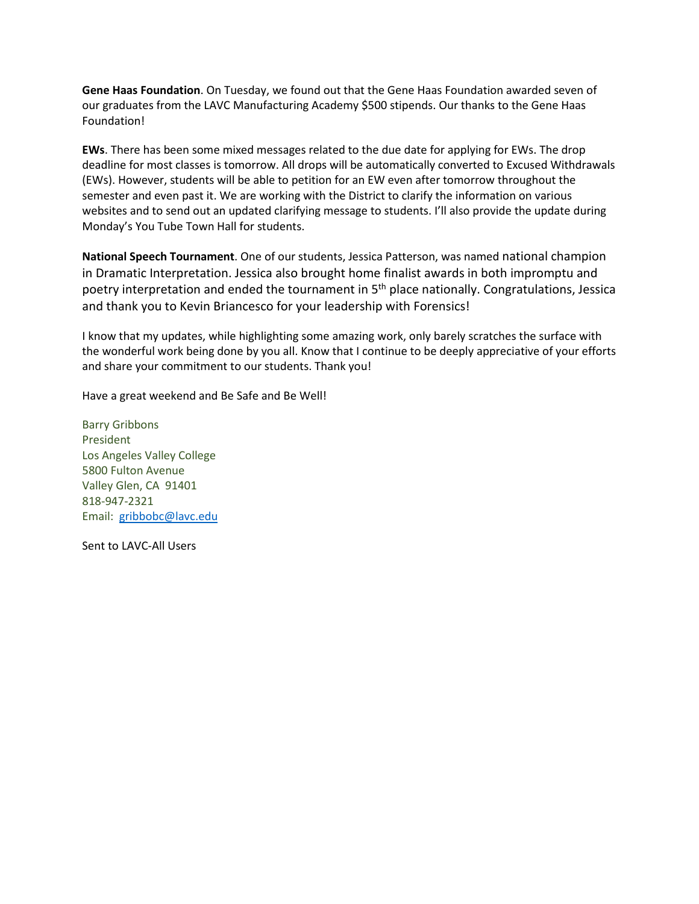**Gene Haas Foundation**. On Tuesday, we found out that the Gene Haas Foundation awarded seven of our graduates from the LAVC Manufacturing Academy $500 stipends. Our thanks to the Gene Haas Foundation!

**EWs**. There has been some mixed messages related to the due date for applying for EWs. The drop deadline for most classes is tomorrow. All drops will be automatically converted to Excused Withdrawals (EWs). However, students will be able to petition for an EW even after tomorrow throughout the semester and even past it. We are working with the District to clarify the information on various websites and to send out an updated clarifying message to students. I'll also provide the update during Monday's You Tube Town Hall for students.

**National Speech Tournament**. One of our students, Jessica Patterson, was named national champion in Dramatic Interpretation. Jessica also brought home finalist awards in both impromptu and poetry interpretation and ended the tournament in 5th place nationally. Congratulations, Jessica and thank you to Kevin Briancesco for your leadership with Forensics!

I know that my updates, while highlighting some amazing work, only barely scratches the surface with the wonderful work being done by you all. Know that I continue to be deeply appreciative of your efforts and share your commitment to our students. Thank you!

Have a great weekend and Be Safe and Be Well!

Barry Gribbons
President
Los Angeles Valley College
5800 Fulton Avenue
Valley Glen, CA 91401
818-947-2321
Email: gribbobc@lavc.edu

Sent to LAVC-All Users